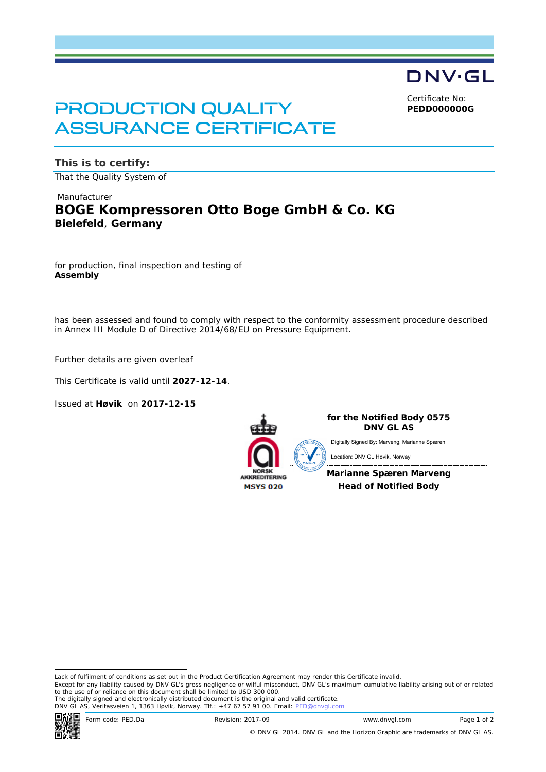DNV·GL

# PRODUCTION QUALITY ASSURANCE CERTIFICATE

Certificate No:
**PEDD000000G**

## This is to certify:

That the Quality System of

Manufacturer
**BOGE Kompressoren Otto Boge GmbH & Co. KG**
**Bielefeld**, **Germany**

for production, final inspection and testing of
**Assembly**

has been assessed and found to comply with respect to the conformity assessment procedure described in Annex III Module D of Directive 2014/68/EU on Pressure Equipment.

Further details are given overleaf

This Certificate is valid until **2027-12-14**.

Issued at **Høvik** on **2017-12-15**

NORSK AKKREDITERING
MSYS 020

**for the Notified Body 0575**
**DNV GL AS**

Digitally Signed By: Marveng, Marianne Spæren

Location: DNV GL Høvik, Norway

**Marianne Spæren Marveng**
**Head of Notified Body**

Lack of fulfilment of conditions as set out in the Product Certification Agreement may render this Certificate invalid.
Except for any liability caused by DNV GL's gross negligence or wilful misconduct, DNV GL's maximum cumulative liability arising out of or related to the use of or reliance on this document shall be limited to USD 300 000.
The digitally signed and electronically distributed document is the original and valid certificate.
DNV GL AS, Veritasveien 1, 1363 Høvik, Norway. Tlf.: +47 67 57 91 00. Email: PED@dnvgl.com

Form code: PED.Da　　Revision: 2017-09　　www.dnvgl.com

© DNV GL 2014. DNV GL and the Horizon Graphic are trademarks of DNV GL AS.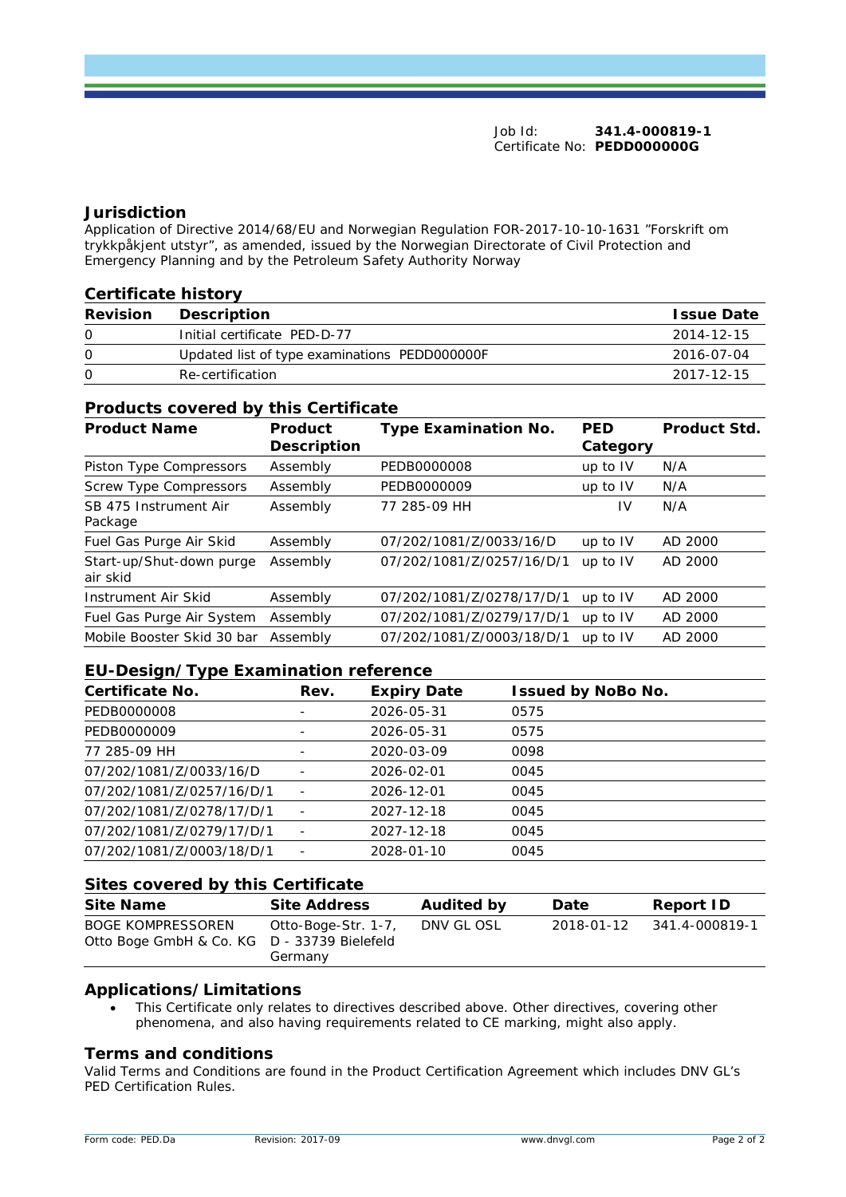Job Id: **341.4-000819-1**
Certificate No: **PEDD000000G**

## Jurisdiction

Application of Directive 2014/68/EU and Norwegian Regulation FOR-2017-10-10-1631 "Forskrift om trykkpåkjent utstyr", as amended, issued by the Norwegian Directorate of Civil Protection and Emergency Planning and by the Petroleum Safety Authority Norway

## Certificate history

| Revision | Description | Issue Date |
|---|---|---|
| 0 | Initial certificate PED-D-77 | 2014-12-15 |
| 0 | Updated list of type examinations PEDD000000F | 2016-07-04 |
| 0 | Re-certification | 2017-12-15 |

## Products covered by this Certificate

| Product Name | Product Description | Type Examination No. | PED Category | Product Std. |
|---|---|---|---|---|
| Piston Type Compressors | Assembly | PEDB0000008 | up to IV | N/A |
| Screw Type Compressors | Assembly | PEDB0000009 | up to IV | N/A |
| SB 475 Instrument Air Package | Assembly | 77 285-09 HH | IV | N/A |
| Fuel Gas Purge Air Skid | Assembly | 07/202/1081/Z/0033/16/D | up to IV | AD 2000 |
| Start-up/Shut-down purge air skid | Assembly | 07/202/1081/Z/0257/16/D/1 | up to IV | AD 2000 |
| Instrument Air Skid | Assembly | 07/202/1081/Z/0278/17/D/1 | up to IV | AD 2000 |
| Fuel Gas Purge Air System | Assembly | 07/202/1081/Z/0279/17/D/1 | up to IV | AD 2000 |
| Mobile Booster Skid 30 bar | Assembly | 07/202/1081/Z/0003/18/D/1 | up to IV | AD 2000 |

## EU-Design/Type Examination reference

| Certificate No. | Rev. | Expiry Date | Issued by NoBo No. |
|---|---|---|---|
| PEDB0000008 | - | 2026-05-31 | 0575 |
| PEDB0000009 | - | 2026-05-31 | 0575 |
| 77 285-09 HH | - | 2020-03-09 | 0098 |
| 07/202/1081/Z/0033/16/D | - | 2026-02-01 | 0045 |
| 07/202/1081/Z/0257/16/D/1 | - | 2026-12-01 | 0045 |
| 07/202/1081/Z/0278/17/D/1 | - | 2027-12-18 | 0045 |
| 07/202/1081/Z/0279/17/D/1 | - | 2027-12-18 | 0045 |
| 07/202/1081/Z/0003/18/D/1 | - | 2028-01-10 | 0045 |

## Sites covered by this Certificate

| Site Name | Site Address | Audited by | Date | Report ID |
|---|---|---|---|---|
| BOGE KOMPRESSOREN Otto Boge GmbH & Co. KG | Otto-Boge-Str. 1-7, D - 33739 Bielefeld Germany | DNV GL OSL | 2018-01-12 | 341.4-000819-1 |

## Applications/Limitations

- This Certificate only relates to directives described above. Other directives, covering other phenomena, and also having requirements related to CE marking, might also apply.

## Terms and conditions

Valid Terms and Conditions are found in the Product Certification Agreement which includes DNV GL's PED Certification Rules.

Form code: PED.Da Revision: 2017-09 www.dnvgl.com